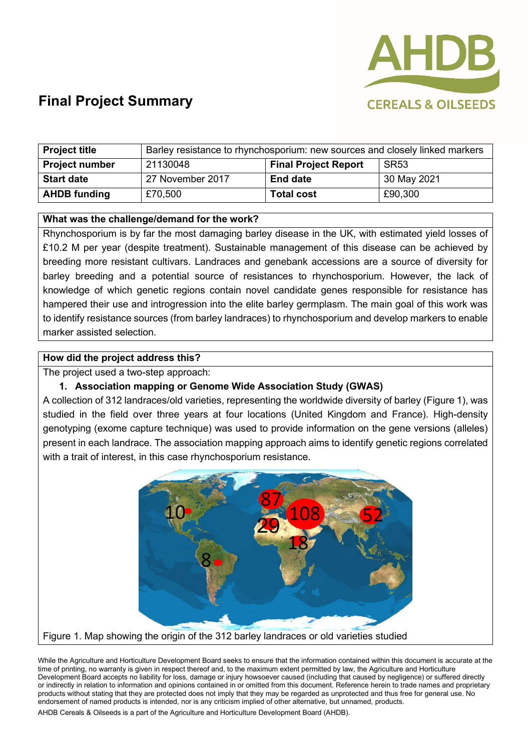# Final Project Summary

AHDB CEREALS & OILSEEDS

| | | | |
|---|---|---|---|
| **Project title** | Barley resistance to rhynchosporium: new sources and closely linked markers | | |
| **Project number** | 21130048 | **Final Project Report** | SR53 |
| **Start date** | 27 November 2017 | **End date** | 30 May 2021 |
| **AHDB funding** | £70,500 | **Total cost** | £90,300 |

**What was the challenge/demand for the work?**

Rhynchosporium is by far the most damaging barley disease in the UK, with estimated yield losses of £10.2 M per year (despite treatment). Sustainable management of this disease can be achieved by breeding more resistant cultivars. Landraces and genebank accessions are a source of diversity for barley breeding and a potential source of resistances to rhynchosporium. However, the lack of knowledge of which genetic regions contain novel candidate genes responsible for resistance has hampered their use and introgression into the elite barley germplasm. The main goal of this work was to identify resistance sources (from barley landraces) to rhynchosporium and develop markers to enable marker assisted selection.

**How did the project address this?**

The project used a two-step approach:

1. **Association mapping or Genome Wide Association Study (GWAS)**

A collection of 312 landraces/old varieties, representing the worldwide diversity of barley (Figure 1), was studied in the field over three years at four locations (United Kingdom and France). High-density genotyping (exome capture technique) was used to provide information on the gene versions (alleles) present in each landrace. The association mapping approach aims to identify genetic regions correlated with a trait of interest, in this case rhynchosporium resistance.

87
10
108
52
29
18
8

Figure 1. Map showing the origin of the 312 barley landraces or old varieties studied

While the Agriculture and Horticulture Development Board seeks to ensure that the information contained within this document is accurate at the time of printing, no warranty is given in respect thereof and, to the maximum extent permitted by law, the Agriculture and Horticulture Development Board accepts no liability for loss, damage or injury howsoever caused (including that caused by negligence) or suffered directly or indirectly in relation to information and opinions contained in or omitted from this document. Reference herein to trade names and proprietary products without stating that they are protected does not imply that they may be regarded as unprotected and thus free for general use. No endorsement of named products is intended, nor is any criticism implied of other alternative, but unnamed, products.

AHDB Cereals & Oilseeds is a part of the Agriculture and Horticulture Development Board (AHDB).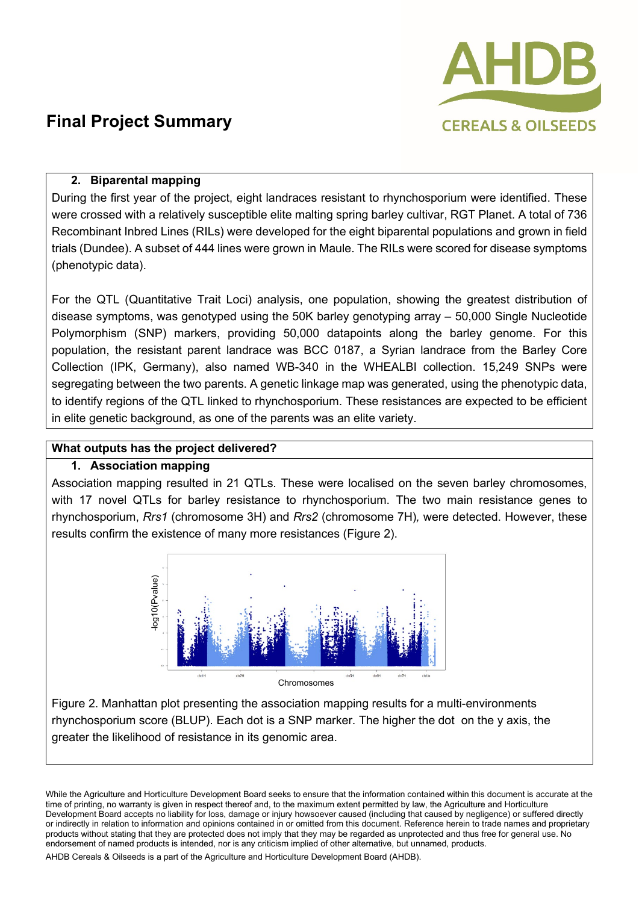# Final Project Summary

### 2. Biparental mapping

During the first year of the project, eight landraces resistant to rhynchosporium were identified. These were crossed with a relatively susceptible elite malting spring barley cultivar, RGT Planet. A total of 736 Recombinant Inbred Lines (RILs) were developed for the eight biparental populations and grown in field trials (Dundee). A subset of 444 lines were grown in Maule. The RILs were scored for disease symptoms (phenotypic data).

For the QTL (Quantitative Trait Loci) analysis, one population, showing the greatest distribution of disease symptoms, was genotyped using the 50K barley genotyping array – 50,000 Single Nucleotide Polymorphism (SNP) markers, providing 50,000 datapoints along the barley genome. For this population, the resistant parent landrace was BCC 0187, a Syrian landrace from the Barley Core Collection (IPK, Germany), also named WB-340 in the WHEALBI collection. 15,249 SNPs were segregating between the two parents. A genetic linkage map was generated, using the phenotypic data, to identify regions of the QTL linked to rhynchosporium. These resistances are expected to be efficient in elite genetic background, as one of the parents was an elite variety.

## What outputs has the project delivered?

### 1. Association mapping

Association mapping resulted in 21 QTLs. These were localised on the seven barley chromosomes, with 17 novel QTLs for barley resistance to rhynchosporium. The two main resistance genes to rhynchosporium, *Rrs1* (chromosome 3H) and *Rrs2* (chromosome 7H), were detected. However, these results confirm the existence of many more resistances (Figure 2).

-log10(Pvalue)

chr1H
chr2H
chr5H
chr6H
chr7H
chrUn

Chromosomes

Figure 2. Manhattan plot presenting the association mapping results for a multi-environments rhynchosporium score (BLUP). Each dot is a SNP marker. The higher the dot on the y axis, the greater the likelihood of resistance in its genomic area.

While the Agriculture and Horticulture Development Board seeks to ensure that the information contained within this document is accurate at the time of printing, no warranty is given in respect thereof and, to the maximum extent permitted by law, the Agriculture and Horticulture Development Board accepts no liability for loss, damage or injury howsoever caused (including that caused by negligence) or suffered directly or indirectly in relation to information and opinions contained in or omitted from this document. Reference herein to trade names and proprietary products without stating that they are protected does not imply that they may be regarded as unprotected and thus free for general use. No endorsement of named products is intended, nor is any criticism implied of other alternative, but unnamed, products.

AHDB Cereals & Oilseeds is a part of the Agriculture and Horticulture Development Board (AHDB).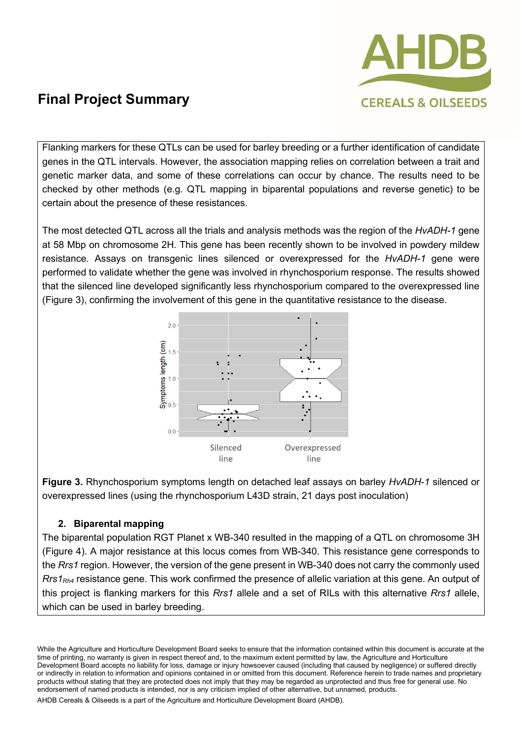## Final Project Summary

Flanking markers for these QTLs can be used for barley breeding or a further identification of candidate genes in the QTL intervals. However, the association mapping relies on correlation between a trait and genetic marker data, and some of these correlations can occur by chance. The results need to be checked by other methods (e.g. QTL mapping in biparental populations and reverse genetic) to be certain about the presence of these resistances.

The most detected QTL across all the trials and analysis methods was the region of the *HvADH-1* gene at 58 Mbp on chromosome 2H. This gene has been recently shown to be involved in powdery mildew resistance. Assays on transgenic lines silenced or overexpressed for the *HvADH-1* gene were performed to validate whether the gene was involved in rhynchosporium response. The results showed that the silenced line developed significantly less rhynchosporium compared to the overexpressed line (Figure 3), confirming the involvement of this gene in the quantitative resistance to the disease.

Symptoms length (cm)
2.0
1.5
1.0
0.5
0.0
Silenced line
Overexpressed line

**Figure 3.** Rhynchosporium symptoms length on detached leaf assays on barley *HvADH-1* silenced or overexpressed lines (using the rhynchosporium L43D strain, 21 days post inoculation)

**2. Biparental mapping**

The biparental population RGT Planet x WB-340 resulted in the mapping of a QTL on chromosome 3H (Figure 4). A major resistance at this locus comes from WB-340. This resistance gene corresponds to the *Rrs1* region. However, the version of the gene present in WB-340 does not carry the commonly used $Rrs1_{Rh4}$ resistance gene. This work confirmed the presence of allelic variation at this gene. An output of this project is flanking markers for this *Rrs1* allele and a set of RILs with this alternative *Rrs1* allele, which can be used in barley breeding.

While the Agriculture and Horticulture Development Board seeks to ensure that the information contained within this document is accurate at the time of printing, no warranty is given in respect thereof and, to the maximum extent permitted by law, the Agriculture and Horticulture Development Board accepts no liability for loss, damage or injury howsoever caused (including that caused by negligence) or suffered directly or indirectly in relation to information and opinions contained in or omitted from this document. Reference herein to trade names and proprietary products without stating that they are protected does not imply that they may be regarded as unprotected and thus free for general use. No endorsement of named products is intended, nor is any criticism implied of other alternative, but unnamed, products.

AHDB Cereals & Oilseeds is a part of the Agriculture and Horticulture Development Board (AHDB).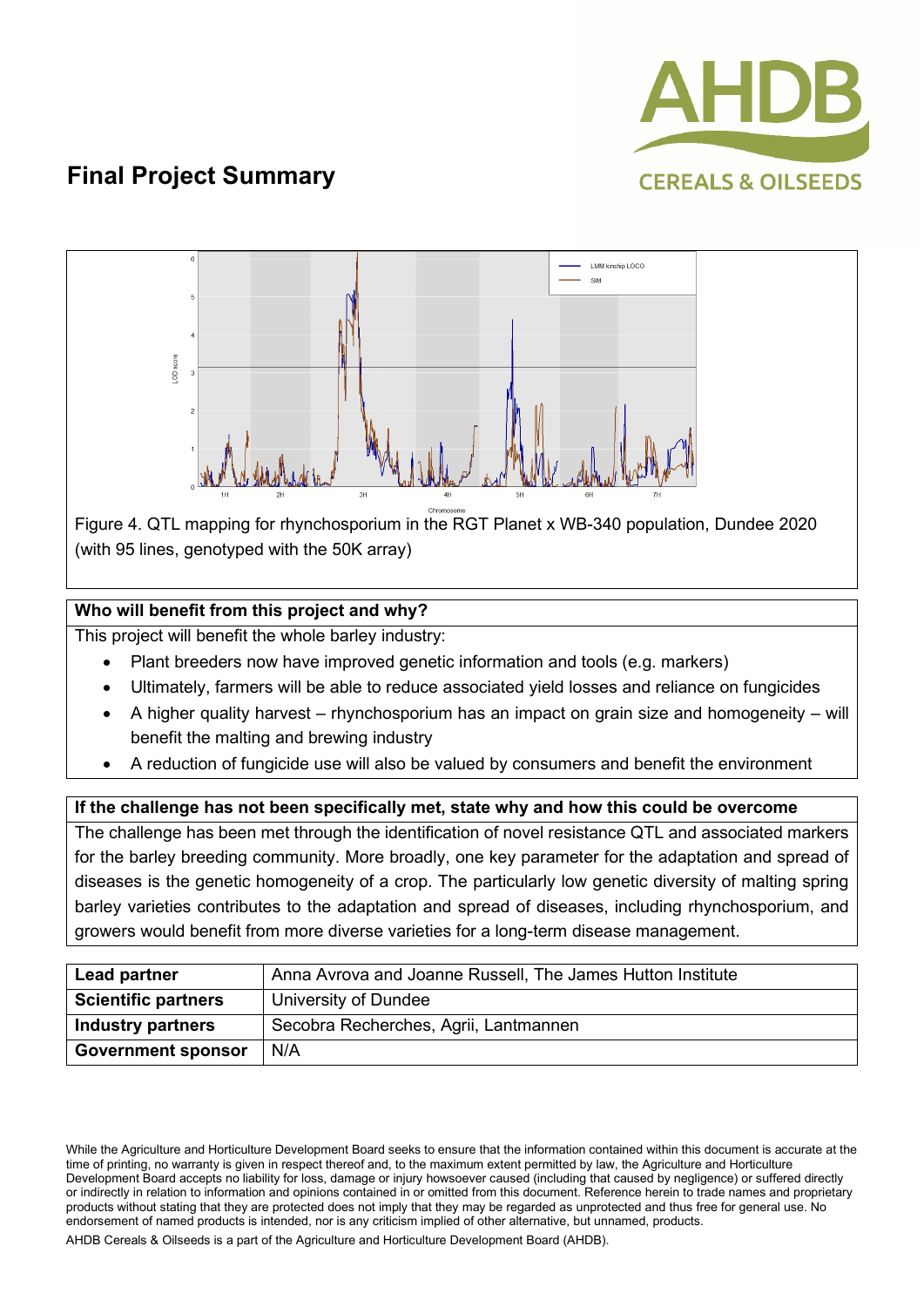# Final Project Summary

AHDB CEREALS & OILSEEDS

6
5
4
3
2
1
0

LOD score

LMM kinship LOCO
SIM

1H 2H 3H 4H 5H 6H 7H

Chromosome

Figure 4. QTL mapping for rhynchosporium in the RGT Planet x WB-340 population, Dundee 2020 (with 95 lines, genotyped with the 50K array)

| Who will benefit from this project and why? |
|---|
| This project will benefit the whole barley industry:<br>• Plant breeders now have improved genetic information and tools (e.g. markers)<br>• Ultimately, farmers will be able to reduce associated yield losses and reliance on fungicides<br>• A higher quality harvest – rhynchosporium has an impact on grain size and homogeneity – will benefit the malting and brewing industry<br>• A reduction of fungicide use will also be valued by consumers and benefit the environment |

| If the challenge has not been specifically met, state why and how this could be overcome |
|---|
| The challenge has been met through the identification of novel resistance QTL and associated markers for the barley breeding community. More broadly, one key parameter for the adaptation and spread of diseases is the genetic homogeneity of a crop. The particularly low genetic diversity of malting spring barley varieties contributes to the adaptation and spread of diseases, including rhynchosporium, and growers would benefit from more diverse varieties for a long-term disease management. |

| | |
|---|---|
| **Lead partner** | Anna Avrova and Joanne Russell, The James Hutton Institute |
| **Scientific partners** | University of Dundee |
| **Industry partners** | Secobra Recherches, Agrii, Lantmannen |
| **Government sponsor** | N/A |

While the Agriculture and Horticulture Development Board seeks to ensure that the information contained within this document is accurate at the time of printing, no warranty is given in respect thereof and, to the maximum extent permitted by law, the Agriculture and Horticulture Development Board accepts no liability for loss, damage or injury howsoever caused (including that caused by negligence) or suffered directly or indirectly in relation to information and opinions contained in or omitted from this document. Reference herein to trade names and proprietary products without stating that they are protected does not imply that they may be regarded as unprotected and thus free for general use. No endorsement of named products is intended, nor is any criticism implied of other alternative, but unnamed, products.

AHDB Cereals & Oilseeds is a part of the Agriculture and Horticulture Development Board (AHDB).